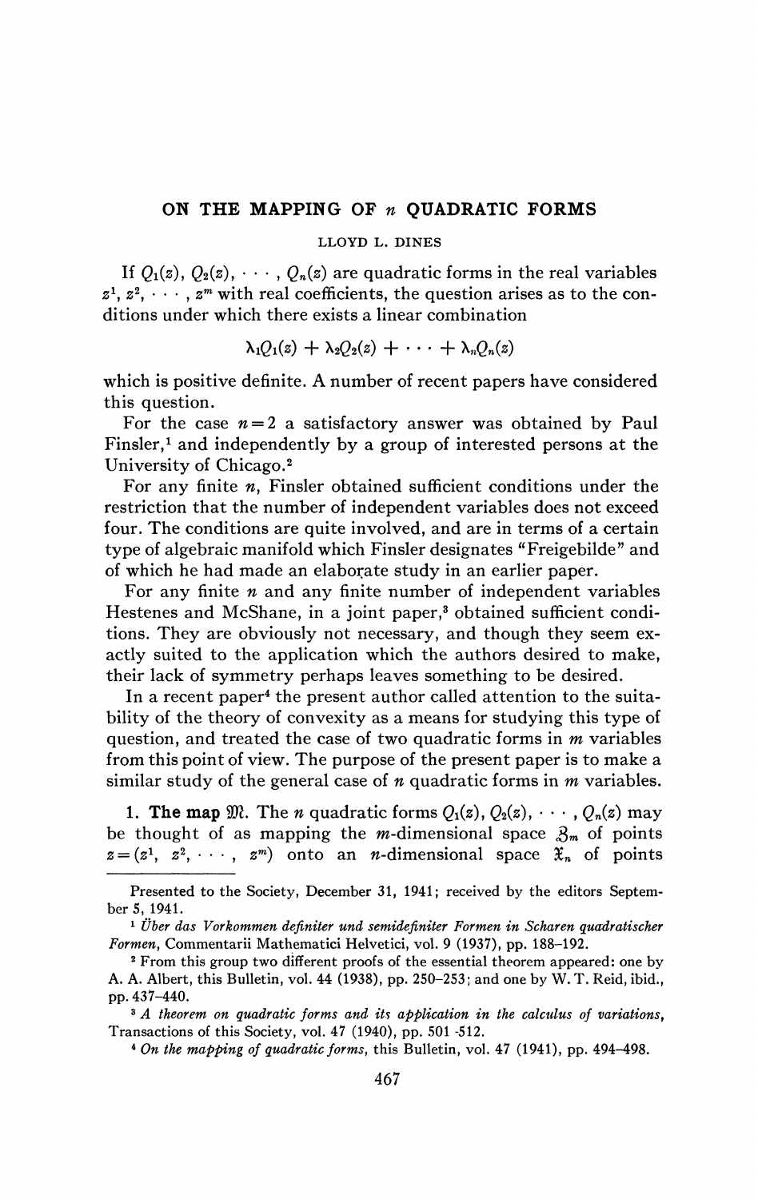# ON THE MAPPING OF $n$ QUADRATIC FORMS

LLOYD L. DINES

If $Q_1(z), Q_2(z), \cdots, Q_n(z)$ are quadratic forms in the real variables $z^1, z^2, \cdots, z^m$ with real coefficients, the question arises as to the conditions under which there exists a linear combination

$$\lambda_1 Q_1(z) + \lambda_2 Q_2(z) + \cdots + \lambda_n Q_n(z)$$

which is positive definite. A number of recent papers have considered this question.

For the case $n=2$ a satisfactory answer was obtained by Paul Finsler,[1] and independently by a group of interested persons at the University of Chicago.[2]

For any finite $n$, Finsler obtained sufficient conditions under the restriction that the number of independent variables does not exceed four. The conditions are quite involved, and are in terms of a certain type of algebraic manifold which Finsler designates "Freigebilde" and of which he had made an elaborate study in an earlier paper.

For any finite $n$ and any finite number of independent variables Hestenes and McShane, in a joint paper,[3] obtained sufficient conditions. They are obviously not necessary, and though they seem exactly suited to the application which the authors desired to make, their lack of symmetry perhaps leaves something to be desired.

In a recent paper[4] the present author called attention to the suitability of the theory of convexity as a means for studying this type of question, and treated the case of two quadratic forms in $m$ variables from this point of view. The purpose of the present paper is to make a similar study of the general case of $n$ quadratic forms in $m$ variables.

**1. The map $\mathfrak{M}$.** The $n$ quadratic forms $Q_1(z), Q_2(z), \cdots, Q_n(z)$ may be thought of as mapping the $m$-dimensional space $\mathfrak{Z}_m$ of points $z=(z^1, z^2, \cdots, z^m)$ onto an $n$-dimensional space $\mathfrak{X}_n$ of points

---

Presented to the Society, December 31, 1941; received by the editors September 5, 1941.

[1] *Über das Vorkommen definiter und semidefiniter Formen in Scharen quadratischer Formen*, Commentarii Mathematici Helvetici, vol. 9 (1937), pp. 188–192.

[2] From this group two different proofs of the essential theorem appeared: one by A. A. Albert, this Bulletin, vol. 44 (1938), pp. 250–253; and one by W. T. Reid, ibid., pp. 437–440.

[3] *A theorem on quadratic forms and its application in the calculus of variations*, Transactions of this Society, vol. 47 (1940), pp. 501–512.

[4] *On the mapping of quadratic forms*, this Bulletin, vol. 47 (1941), pp. 494–498.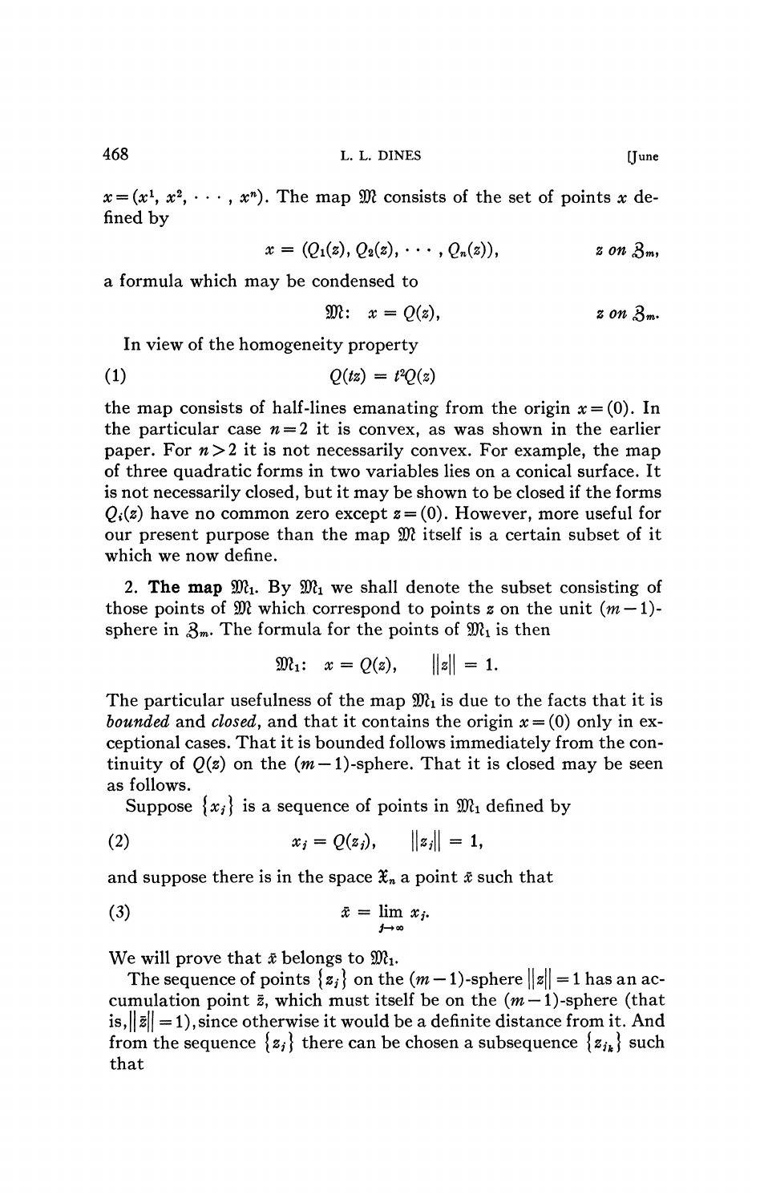$x=(x^1, x^2, \cdots, x^n)$. The map $\mathfrak{M}$ consists of the set of points $x$ defined by

$$x = (Q_1(z), Q_2(z), \cdots, Q_n(z)), \qquad z \text{ on } \mathfrak{Z}_m,$$

a formula which may be condensed to

$$\mathfrak{M}: \quad x = Q(z), \qquad z \text{ on } \mathfrak{Z}_m.$$

In view of the homogeneity property

$$Q(tz) = t^2 Q(z) \tag{1}$$

the map consists of half-lines emanating from the origin $x=(0)$. In the particular case $n=2$ it is convex, as was shown in the earlier paper. For $n>2$ it is not necessarily convex. For example, the map of three quadratic forms in two variables lies on a conical surface. It is not necessarily closed, but it may be shown to be closed if the forms $Q_i(z)$ have no common zero except $z=(0)$. However, more useful for our present purpose than the map $\mathfrak{M}$ itself is a certain subset of it which we now define.

2. **The map $\mathfrak{M}_1$.** By $\mathfrak{M}_1$ we shall denote the subset consisting of those points of $\mathfrak{M}$ which correspond to points $z$ on the unit $(m-1)$-sphere in $\mathfrak{Z}_m$. The formula for the points of $\mathfrak{M}_1$ is then

$$\mathfrak{M}_1: \quad x = Q(z), \qquad \|z\| = 1.$$

The particular usefulness of the map $\mathfrak{M}_1$ is due to the facts that it is *bounded* and *closed*, and that it contains the origin $x=(0)$ only in exceptional cases. That it is bounded follows immediately from the continuity of $Q(z)$ on the $(m-1)$-sphere. That it is closed may be seen as follows.

Suppose $\{x_j\}$ is a sequence of points in $\mathfrak{M}_1$ defined by

$$x_j = Q(z_j), \qquad \|z_j\| = 1, \tag{2}$$

and suppose there is in the space $\mathfrak{X}_n$ a point $\bar{x}$ such that

$$\bar{x} = \lim_{j\to\infty} x_j. \tag{3}$$

We will prove that $\bar{x}$ belongs to $\mathfrak{M}_1$.

The sequence of points $\{z_j\}$ on the $(m-1)$-sphere $\|z\|=1$ has an accumulation point $\bar{z}$, which must itself be on the $(m-1)$-sphere (that is, $\|\bar{z}\|=1$), since otherwise it would be a definite distance from it. And from the sequence $\{z_j\}$ there can be chosen a subsequence $\{z_{j_k}\}$ such that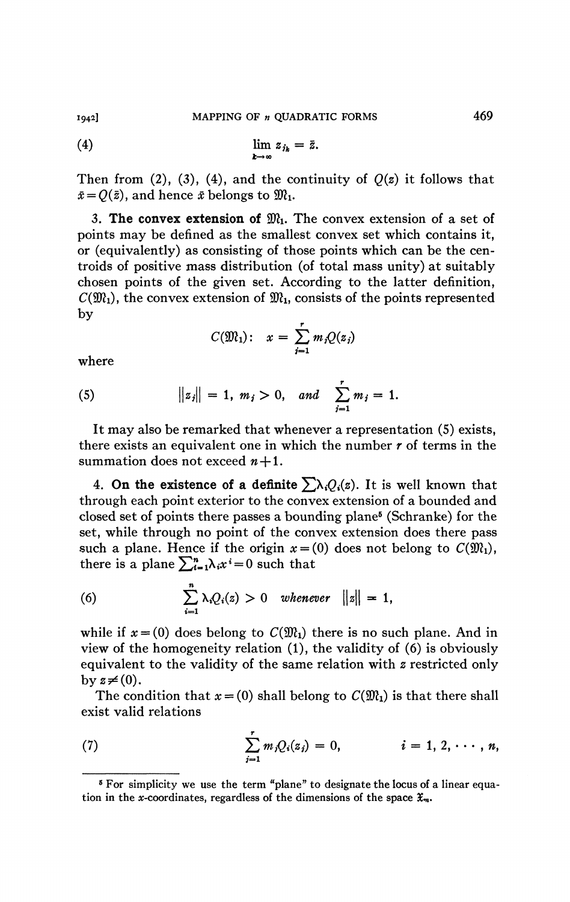$$\lim_{k\to\infty} z_{j_k} = \bar{z}. \tag{4}$$

Then from (2), (3), (4), and the continuity of $Q(z)$ it follows that $\bar{x} = Q(\bar{z})$, and hence $\bar{x}$ belongs to $\mathfrak{M}_1$.

**3. The convex extension of $\mathfrak{M}_1$.** The convex extension of a set of points may be defined as the smallest convex set which contains it, or (equivalently) as consisting of those points which can be the centroids of positive mass distribution (of total mass unity) at suitably chosen points of the given set. According to the latter definition, $C(\mathfrak{M}_1)$, the convex extension of $\mathfrak{M}_1$, consists of the points represented by

$$C(\mathfrak{M}_1): \quad x = \sum_{j=1}^{r} m_j Q(z_j)$$

where

$$\|z_j\| = 1, \; m_j > 0, \quad \textit{and} \quad \sum_{j=1}^{r} m_j = 1. \tag{5}$$

It may also be remarked that whenever a representation (5) exists, there exists an equivalent one in which the number $r$ of terms in the summation does not exceed $n+1$.

**4. On the existence of a definite $\sum \lambda_i Q_i(z)$.** It is well known that through each point exterior to the convex extension of a bounded and closed set of points there passes a bounding plane[5] (Schranke) for the set, while through no point of the convex extension does there pass such a plane. Hence if the origin $x = (0)$ does not belong to $C(\mathfrak{M}_1)$, there is a plane $\sum_{i=1}^{n} \lambda_i x^i = 0$ such that

$$\sum_{i=1}^{n} \lambda_i Q_i(z) > 0 \quad \textit{whenever} \quad \|z\| = 1, \tag{6}$$

while if $x = (0)$ does belong to $C(\mathfrak{M}_1)$ there is no such plane. And in view of the homogeneity relation (1), the validity of (6) is obviously equivalent to the validity of the same relation with $z$ restricted only by $z \neq (0)$.

The condition that $x = (0)$ shall belong to $C(\mathfrak{M}_1)$ is that there shall exist valid relations

$$\sum_{j=1}^{r} m_j Q_i(z_j) = 0, \qquad i = 1, 2, \cdots, n, \tag{7}$$

---

[5] For simplicity we use the term "plane" to designate the locus of a linear equation in the $x$-coordinates, regardless of the dimensions of the space $\mathfrak{X}_n$.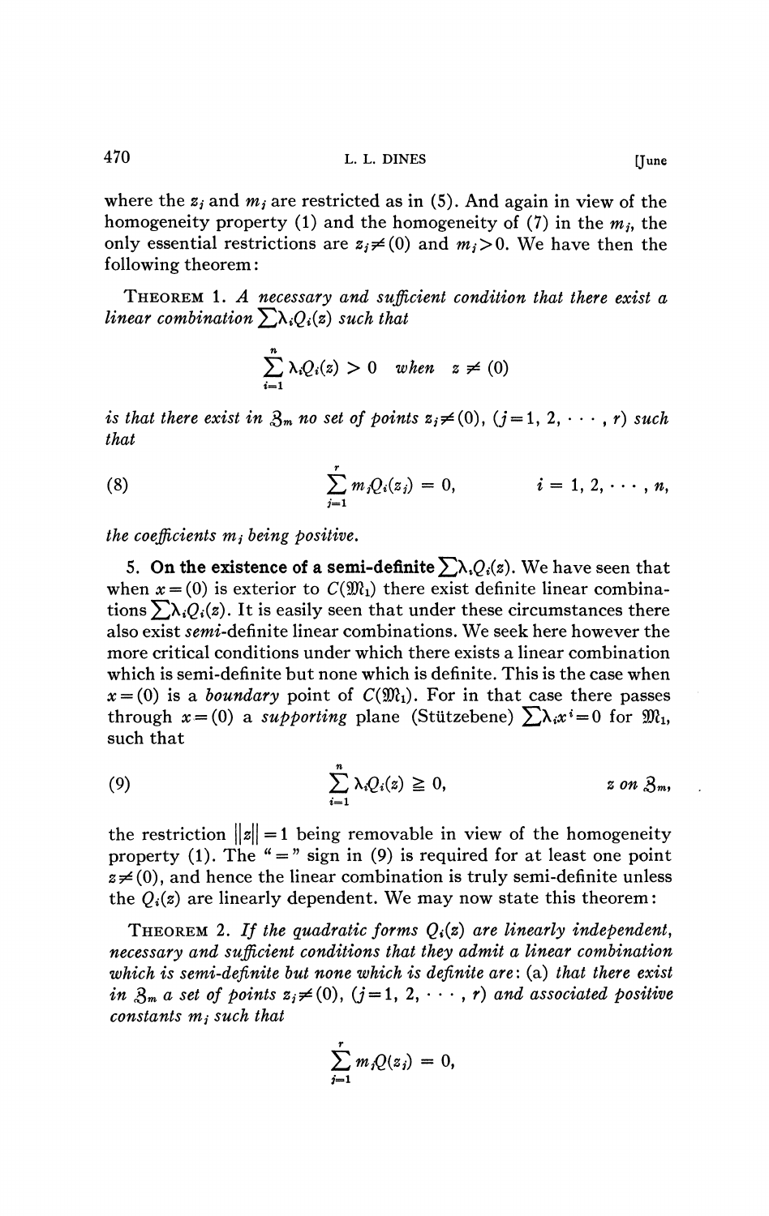where the $z_j$ and $m_j$ are restricted as in (5). And again in view of the homogeneity property (1) and the homogeneity of (7) in the $m_j$, the only essential restrictions are $z_j \neq (0)$ and $m_j > 0$. We have then the following theorem:

THEOREM 1. *A necessary and sufficient condition that there exist a linear combination $\sum \lambda_i Q_i(z)$ such that*

$$\sum_{i=1}^{n} \lambda_i Q_i(z) > 0 \quad \text{when} \quad z \neq (0)$$

*is that there exist in $\mathfrak{Z}_m$ no set of points $z_j \neq (0)$, $(j = 1, 2, \cdots, r)$ such that*

$$\sum_{j=1}^{r} m_j Q_i(z_j) = 0, \qquad i = 1, 2, \cdots, n, \tag{8}$$

*the coefficients $m_j$ being positive.*

**5. On the existence of a semi-definite $\sum \lambda_i Q_i(z)$.** We have seen that when $x = (0)$ is exterior to $C(\mathfrak{M}_1)$ there exist definite linear combinations $\sum \lambda_i Q_i(z)$. It is easily seen that under these circumstances there also exist *semi*-definite linear combinations. We seek here however the more critical conditions under which there exists a linear combination which is semi-definite but none which is definite. This is the case when $x = (0)$ is a *boundary* point of $C(\mathfrak{M}_1)$. For in that case there passes through $x = (0)$ a *supporting* plane (Stützebene) $\sum \lambda_i x^i = 0$ for $\mathfrak{M}_1$, such that

$$\sum_{i=1}^{n} \lambda_i Q_i(z) \geqq 0, \qquad z \text{ on } \mathfrak{Z}_m, \tag{9}$$

the restriction $\|z\| = 1$ being removable in view of the homogeneity property (1). The "=" sign in (9) is required for at least one point $z \neq (0)$, and hence the linear combination is truly semi-definite unless the $Q_i(z)$ are linearly dependent. We may now state this theorem:

THEOREM 2. *If the quadratic forms $Q_i(z)$ are linearly independent, necessary and sufficient conditions that they admit a linear combination which is semi-definite but none which is definite are*: (a) *that there exist in $\mathfrak{Z}_m$ a set of points $z_j \neq (0)$, $(j = 1, 2, \cdots, r)$ and associated positive constants $m_j$ such that*

$$\sum_{j=1}^{r} m_j Q(z_j) = 0,$$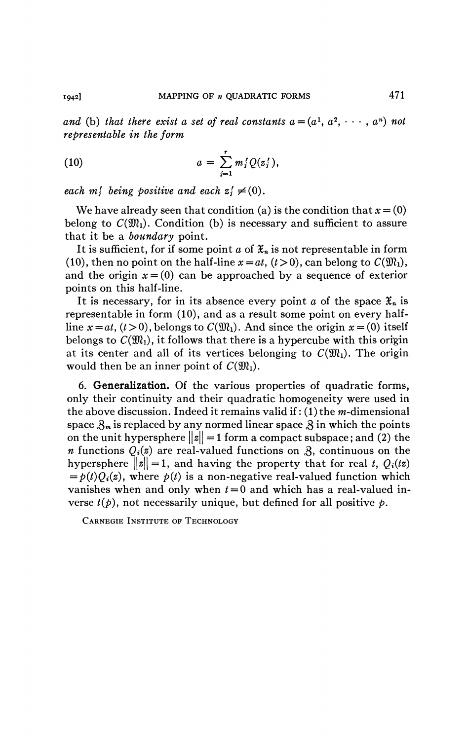and (b) *that there exist a set of real constants* $a=(a^1, a^2, \cdots, a^n)$ *not representable in the form*

$$a = \sum_{j=1}^{r} m_j' Q(z_j'), \tag{10}$$

*each* $m_j'$ *being positive and each* $z_j' \neq (0)$.

We have already seen that condition (a) is the condition that $x=(0)$ belong to $C(\mathfrak{M}_1)$. Condition (b) is necessary and sufficient to assure that it be a *boundary* point.

It is sufficient, for if some point $a$ of $\mathfrak{X}_n$ is not representable in form (10), then no point on the half-line $x=at$, $(t>0)$, can belong to $C(\mathfrak{M}_1)$, and the origin $x=(0)$ can be approached by a sequence of exterior points on this half-line.

It is necessary, for in its absence every point $a$ of the space $\mathfrak{X}_n$ is representable in form (10), and as a result some point on every half-line $x=at$, $(t>0)$, belongs to $C(\mathfrak{M}_1)$. And since the origin $x=(0)$ itself belongs to $C(\mathfrak{M}_1)$, it follows that there is a hypercube with this origin at its center and all of its vertices belonging to $C(\mathfrak{M}_1)$. The origin would then be an inner point of $C(\mathfrak{M}_1)$.

**6. Generalization.** Of the various properties of quadratic forms, only their continuity and their quadratic homogeneity were used in the above discussion. Indeed it remains valid if: (1) the $m$-dimensional space $\mathfrak{Z}_m$ is replaced by any normed linear space $\mathfrak{Z}$ in which the points on the unit hypersphere $\|z\|=1$ form a compact subspace; and (2) the $n$ functions $Q_i(z)$ are real-valued functions on $\mathfrak{Z}$, continuous on the hypersphere $\|z\|=1$, and having the property that for real $t$, $Q_i(tz) = p(t)Q_i(z)$, where $p(t)$ is a non-negative real-valued function which vanishes when and only when $t=0$ and which has a real-valued inverse $t(p)$, not necessarily unique, but defined for all positive $p$.

CARNEGIE INSTITUTE OF TECHNOLOGY